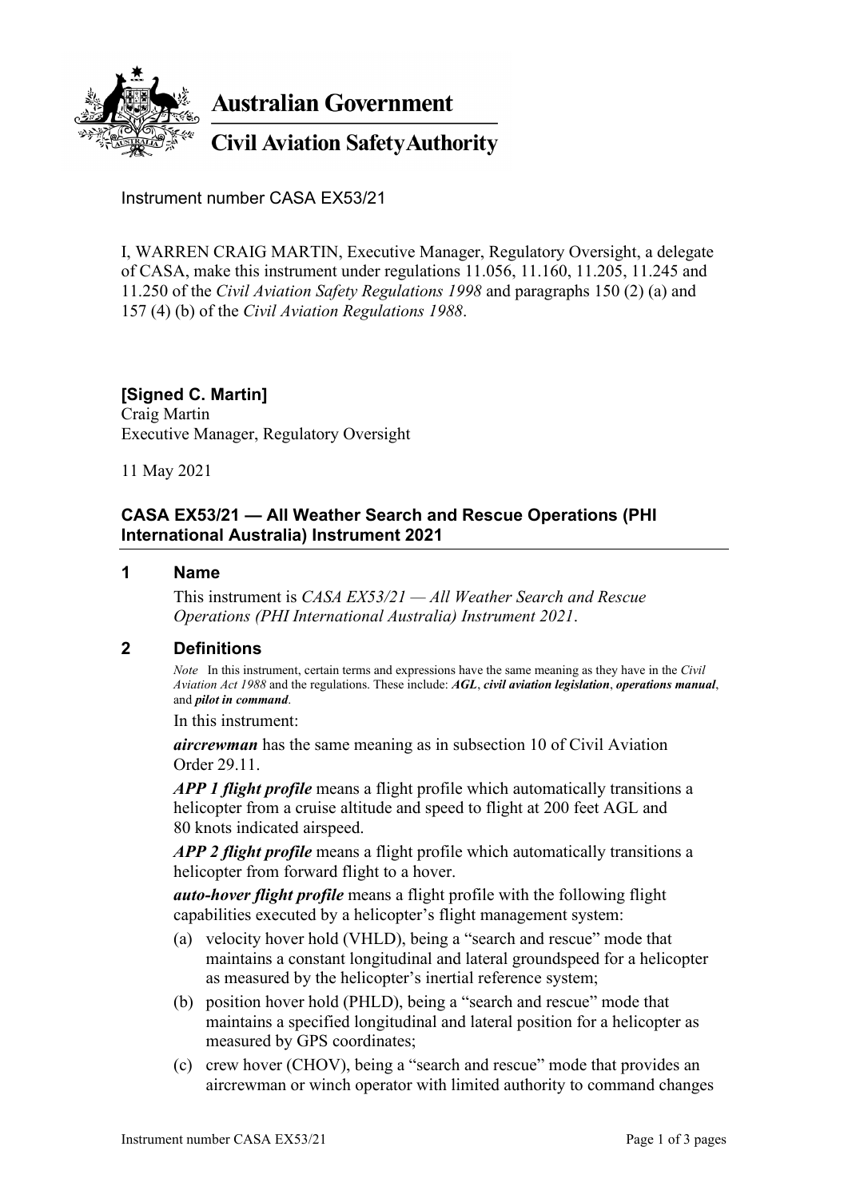**Australian Government**

**Civil Aviation Safety Authority**

Instrument number CASA EX53/21

I, WARREN CRAIG MARTIN, Executive Manager, Regulatory Oversight, a delegate of CASA, make this instrument under regulations 11.056, 11.160, 11.205, 11.245 and 11.250 of the *Civil Aviation Safety Regulations 1998* and paragraphs 150 (2) (a) and 157 (4) (b) of the *Civil Aviation Regulations 1988*.

**[Signed C. Martin]**
Craig Martin
Executive Manager, Regulatory Oversight

11 May 2021

## CASA EX53/21 — All Weather Search and Rescue Operations (PHI International Australia) Instrument 2021

### 1 Name

This instrument is *CASA EX53/21 — All Weather Search and Rescue Operations (PHI International Australia) Instrument 2021*.

### 2 Definitions

*Note* In this instrument, certain terms and expressions have the same meaning as they have in the *Civil Aviation Act 1988* and the regulations. These include: ***AGL***, ***civil aviation legislation***, ***operations manual***, and ***pilot in command***.

In this instrument:

***aircrewman*** has the same meaning as in subsection 10 of Civil Aviation Order 29.11.

***APP 1 flight profile*** means a flight profile which automatically transitions a helicopter from a cruise altitude and speed to flight at 200 feet AGL and 80 knots indicated airspeed.

***APP 2 flight profile*** means a flight profile which automatically transitions a helicopter from forward flight to a hover.

***auto-hover flight profile*** means a flight profile with the following flight capabilities executed by a helicopter's flight management system:

(a) velocity hover hold (VHLD), being a "search and rescue" mode that maintains a constant longitudinal and lateral groundspeed for a helicopter as measured by the helicopter's inertial reference system;

(b) position hover hold (PHLD), being a "search and rescue" mode that maintains a specified longitudinal and lateral position for a helicopter as measured by GPS coordinates;

(c) crew hover (CHOV), being a "search and rescue" mode that provides an aircrewman or winch operator with limited authority to command changes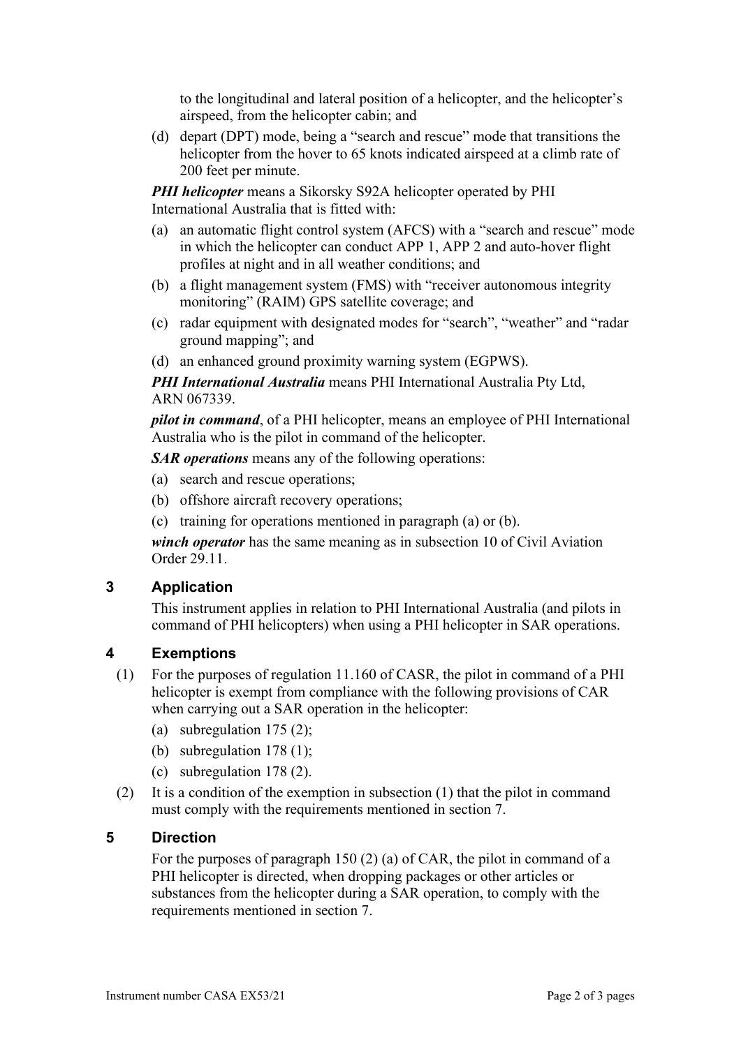to the longitudinal and lateral position of a helicopter, and the helicopter's airspeed, from the helicopter cabin; and

(d) depart (DPT) mode, being a "search and rescue" mode that transitions the helicopter from the hover to 65 knots indicated airspeed at a climb rate of 200 feet per minute.

***PHI helicopter*** means a Sikorsky S92A helicopter operated by PHI International Australia that is fitted with:

(a) an automatic flight control system (AFCS) with a "search and rescue" mode in which the helicopter can conduct APP 1, APP 2 and auto-hover flight profiles at night and in all weather conditions; and

(b) a flight management system (FMS) with "receiver autonomous integrity monitoring" (RAIM) GPS satellite coverage; and

(c) radar equipment with designated modes for "search", "weather" and "radar ground mapping"; and

(d) an enhanced ground proximity warning system (EGPWS).

***PHI International Australia*** means PHI International Australia Pty Ltd, ARN 067339.

***pilot in command***, of a PHI helicopter, means an employee of PHI International Australia who is the pilot in command of the helicopter.

***SAR operations*** means any of the following operations:

(a) search and rescue operations;

(b) offshore aircraft recovery operations;

(c) training for operations mentioned in paragraph (a) or (b).

***winch operator*** has the same meaning as in subsection 10 of Civil Aviation Order 29.11.

## 3 Application

This instrument applies in relation to PHI International Australia (and pilots in command of PHI helicopters) when using a PHI helicopter in SAR operations.

## 4 Exemptions

(1) For the purposes of regulation 11.160 of CASR, the pilot in command of a PHI helicopter is exempt from compliance with the following provisions of CAR when carrying out a SAR operation in the helicopter:

(a) subregulation 175 (2);

(b) subregulation 178 (1);

(c) subregulation 178 (2).

(2) It is a condition of the exemption in subsection (1) that the pilot in command must comply with the requirements mentioned in section 7.

## 5 Direction

For the purposes of paragraph 150 (2) (a) of CAR, the pilot in command of a PHI helicopter is directed, when dropping packages or other articles or substances from the helicopter during a SAR operation, to comply with the requirements mentioned in section 7.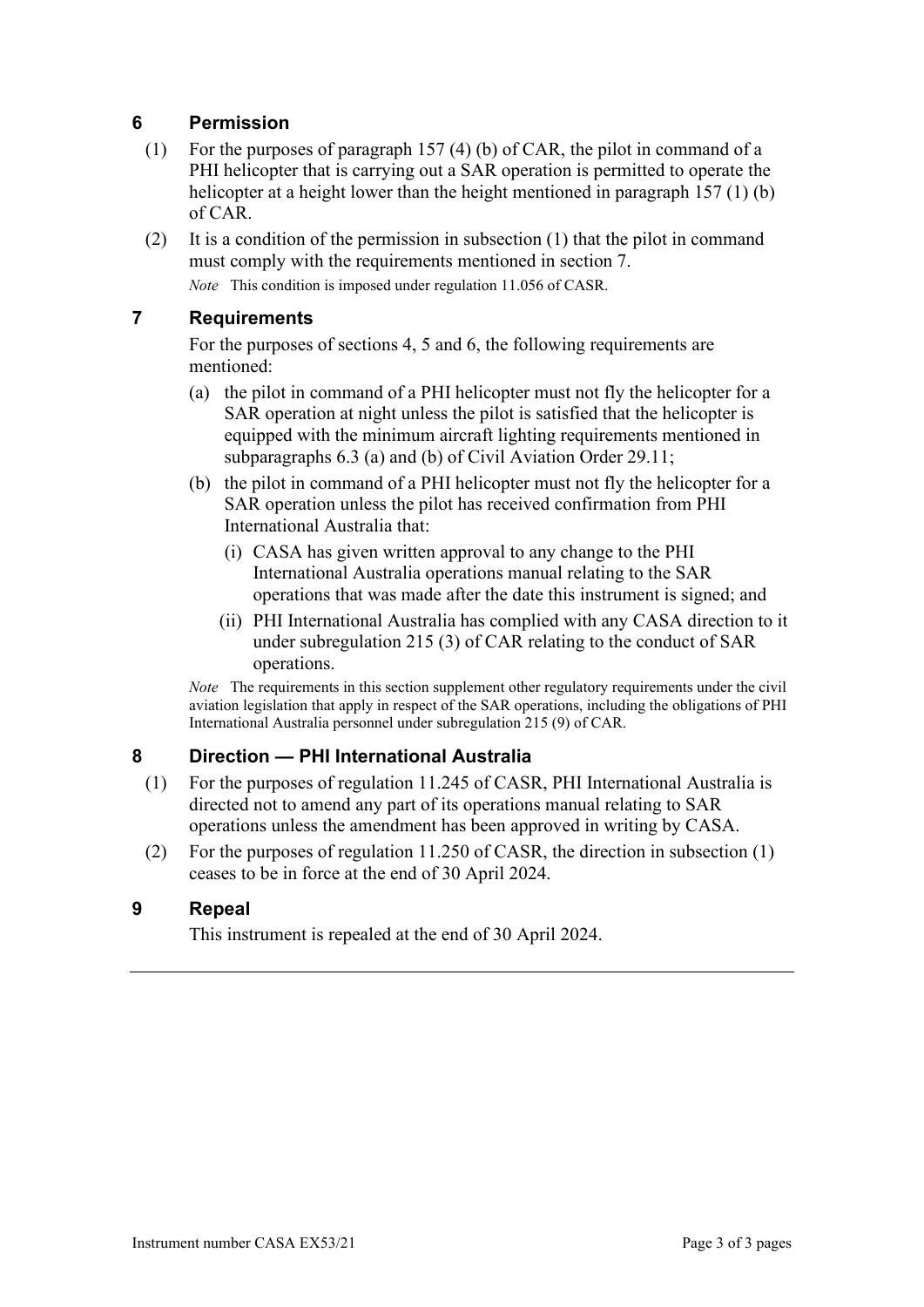## 6 Permission

(1) For the purposes of paragraph 157 (4) (b) of CAR, the pilot in command of a PHI helicopter that is carrying out a SAR operation is permitted to operate the helicopter at a height lower than the height mentioned in paragraph 157 (1) (b) of CAR.

(2) It is a condition of the permission in subsection (1) that the pilot in command must comply with the requirements mentioned in section 7.

*Note* This condition is imposed under regulation 11.056 of CASR.

## 7 Requirements

For the purposes of sections 4, 5 and 6, the following requirements are mentioned:

(a) the pilot in command of a PHI helicopter must not fly the helicopter for a SAR operation at night unless the pilot is satisfied that the helicopter is equipped with the minimum aircraft lighting requirements mentioned in subparagraphs 6.3 (a) and (b) of Civil Aviation Order 29.11;

(b) the pilot in command of a PHI helicopter must not fly the helicopter for a SAR operation unless the pilot has received confirmation from PHI International Australia that:

(i) CASA has given written approval to any change to the PHI International Australia operations manual relating to the SAR operations that was made after the date this instrument is signed; and

(ii) PHI International Australia has complied with any CASA direction to it under subregulation 215 (3) of CAR relating to the conduct of SAR operations.

*Note* The requirements in this section supplement other regulatory requirements under the civil aviation legislation that apply in respect of the SAR operations, including the obligations of PHI International Australia personnel under subregulation 215 (9) of CAR.

## 8 Direction — PHI International Australia

(1) For the purposes of regulation 11.245 of CASR, PHI International Australia is directed not to amend any part of its operations manual relating to SAR operations unless the amendment has been approved in writing by CASA.

(2) For the purposes of regulation 11.250 of CASR, the direction in subsection (1) ceases to be in force at the end of 30 April 2024.

## 9 Repeal

This instrument is repealed at the end of 30 April 2024.